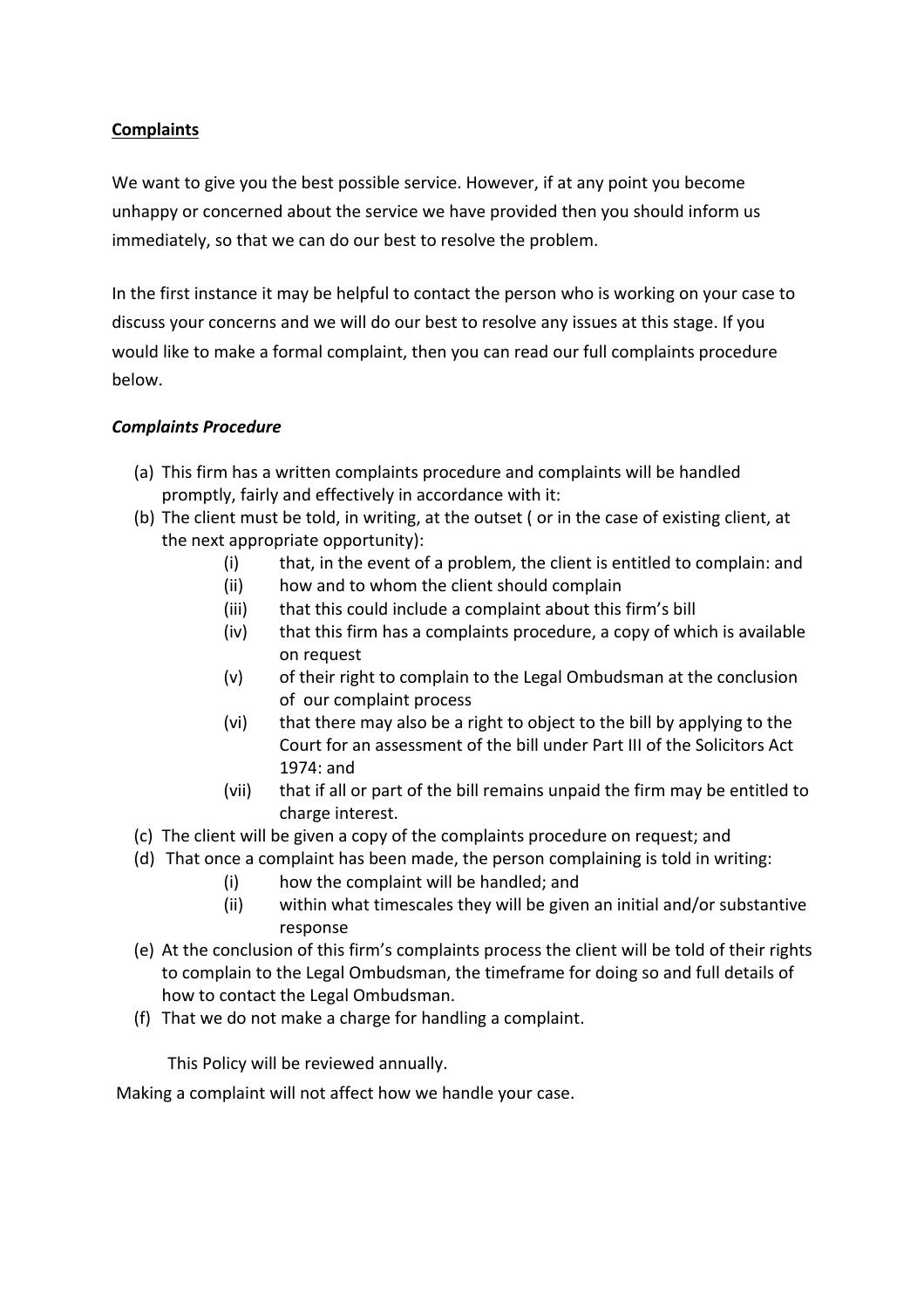**<u>Complaints</u>**

We want to give you the best possible service. However, if at any point you become unhappy or concerned about the service we have provided then you should inform us immediately, so that we can do our best to resolve the problem.

In the first instance it may be helpful to contact the person who is working on your case to discuss your concerns and we will do our best to resolve any issues at this stage. If you would like to make a formal complaint, then you can read our full complaints procedure below.

***Complaints Procedure***

(a) This firm has a written complaints procedure and complaints will be handled promptly, fairly and effectively in accordance with it:

(b) The client must be told, in writing, at the outset ( or in the case of existing client, at the next appropriate opportunity):

   (i) that, in the event of a problem, the client is entitled to complain: and

   (ii) how and to whom the client should complain

   (iii) that this could include a complaint about this firm's bill

   (iv) that this firm has a complaints procedure, a copy of which is available on request

   (v) of their right to complain to the Legal Ombudsman at the conclusion of our complaint process

   (vi) that there may also be a right to object to the bill by applying to the Court for an assessment of the bill under Part III of the Solicitors Act 1974: and

   (vii) that if all or part of the bill remains unpaid the firm may be entitled to charge interest.

(c) The client will be given a copy of the complaints procedure on request; and

(d) That once a complaint has been made, the person complaining is told in writing:

   (i) how the complaint will be handled; and

   (ii) within what timescales they will be given an initial and/or substantive response

(e) At the conclusion of this firm's complaints process the client will be told of their rights to complain to the Legal Ombudsman, the timeframe for doing so and full details of how to contact the Legal Ombudsman.

(f) That we do not make a charge for handling a complaint.

This Policy will be reviewed annually.

Making a complaint will not affect how we handle your case.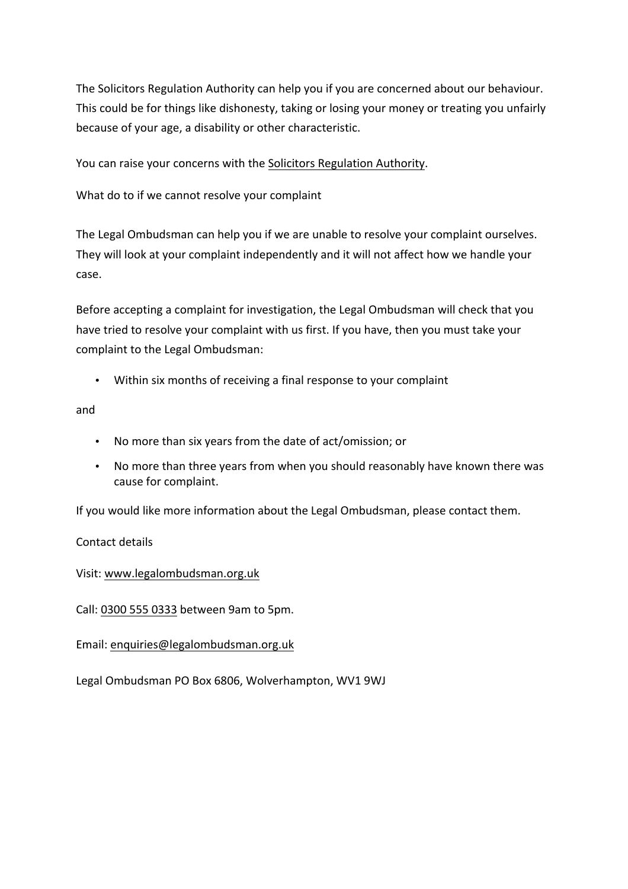The Solicitors Regulation Authority can help you if you are concerned about our behaviour. This could be for things like dishonesty, taking or losing your money or treating you unfairly because of your age, a disability or other characteristic.

You can raise your concerns with the Solicitors Regulation Authority.

What do to if we cannot resolve your complaint

The Legal Ombudsman can help you if we are unable to resolve your complaint ourselves. They will look at your complaint independently and it will not affect how we handle your case.

Before accepting a complaint for investigation, the Legal Ombudsman will check that you have tried to resolve your complaint with us first. If you have, then you must take your complaint to the Legal Ombudsman:

- Within six months of receiving a final response to your complaint

and

- No more than six years from the date of act/omission; or
- No more than three years from when you should reasonably have known there was cause for complaint.

If you would like more information about the Legal Ombudsman, please contact them.

Contact details

Visit: www.legalombudsman.org.uk

Call: 0300 555 0333 between 9am to 5pm.

Email: enquiries@legalombudsman.org.uk

Legal Ombudsman PO Box 6806, Wolverhampton, WV1 9WJ